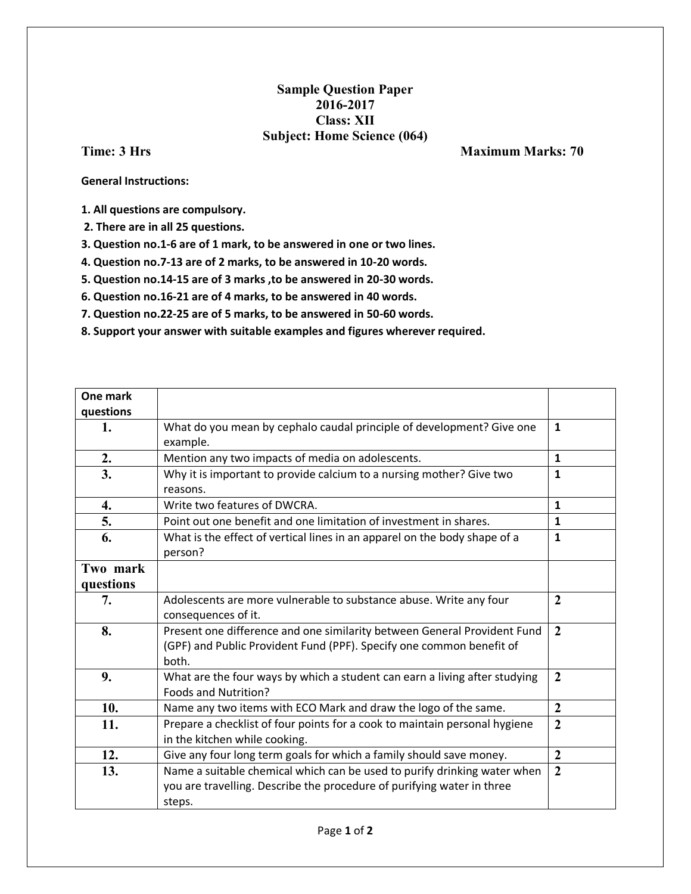# Sample Question Paper
## 2016-2017
## Class: XII
## Subject: Home Science (064)

**Time: 3 Hrs** **Maximum Marks: 70**

**General Instructions:**

1. **All questions are compulsory.**
2. **There are in all 25 questions.**
3. **Question no.1-6 are of 1 mark, to be answered in one or two lines.**
4. **Question no.7-13 are of 2 marks, to be answered in 10-20 words.**
5. **Question no.14-15 are of 3 marks ,to be answered in 20-30 words.**
6. **Question no.16-21 are of 4 marks, to be answered in 40 words.**
7. **Question no.22-25 are of 5 marks, to be answered in 50-60 words.**
8. **Support your answer with suitable examples and figures wherever required.**

| One mark questions | | |
|---|---|---|
| **1.** | What do you mean by cephalo caudal principle of development? Give one example. | **1** |
| **2.** | Mention any two impacts of media on adolescents. | **1** |
| **3.** | Why it is important to provide calcium to a nursing mother? Give two reasons. | **1** |
| **4.** | Write two features of DWCRA. | **1** |
| **5.** | Point out one benefit and one limitation of investment in shares. | **1** |
| **6.** | What is the effect of vertical lines in an apparel on the body shape of a person? | **1** |
| **Two mark questions** | | |
| **7.** | Adolescents are more vulnerable to substance abuse. Write any four consequences of it. | **2** |
| **8.** | Present one difference and one similarity between General Provident Fund (GPF) and Public Provident Fund (PPF). Specify one common benefit of both. | **2** |
| **9.** | What are the four ways by which a student can earn a living after studying Foods and Nutrition? | **2** |
| **10.** | Name any two items with ECO Mark and draw the logo of the same. | **2** |
| **11.** | Prepare a checklist of four points for a cook to maintain personal hygiene in the kitchen while cooking. | **2** |
| **12.** | Give any four long term goals for which a family should save money. | **2** |
| **13.** | Name a suitable chemical which can be used to purify drinking water when you are travelling. Describe the procedure of purifying water in three steps. | **2** |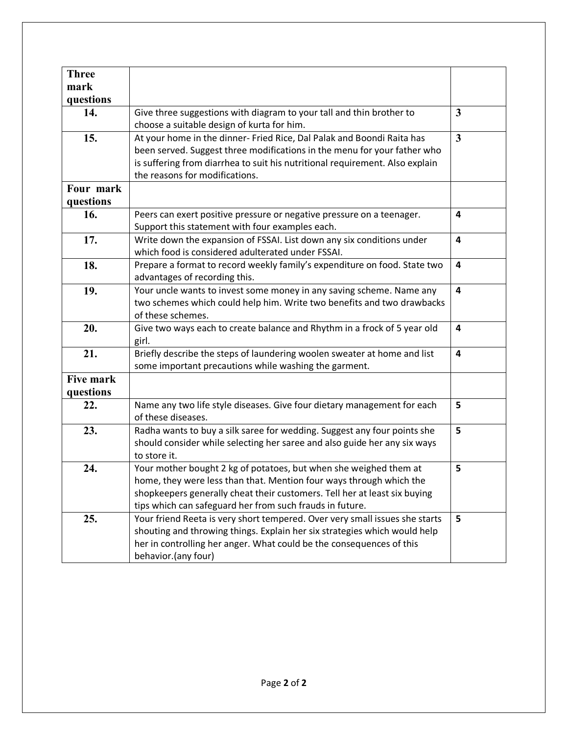| | | |
|---|---|---|
| **Three mark questions** | | |
| **14.** | Give three suggestions with diagram to your tall and thin brother to choose a suitable design of kurta for him. | **3** |
| **15.** | At your home in the dinner- Fried Rice, Dal Palak and Boondi Raita has been served. Suggest three modifications in the menu for your father who is suffering from diarrhea to suit his nutritional requirement. Also explain the reasons for modifications. | **3** |
| **Four mark questions** | | |
| **16.** | Peers can exert positive pressure or negative pressure on a teenager. Support this statement with four examples each. | **4** |
| **17.** | Write down the expansion of FSSAI. List down any six conditions under which food is considered adulterated under FSSAI. | **4** |
| **18.** | Prepare a format to record weekly family's expenditure on food. State two advantages of recording this. | **4** |
| **19.** | Your uncle wants to invest some money in any saving scheme. Name any two schemes which could help him. Write two benefits and two drawbacks of these schemes. | **4** |
| **20.** | Give two ways each to create balance and Rhythm in a frock of 5 year old girl. | **4** |
| **21.** | Briefly describe the steps of laundering woolen sweater at home and list some important precautions while washing the garment. | **4** |
| **Five mark questions** | | |
| **22.** | Name any two life style diseases. Give four dietary management for each of these diseases. | **5** |
| **23.** | Radha wants to buy a silk saree for wedding. Suggest any four points she should consider while selecting her saree and also guide her any six ways to store it. | **5** |
| **24.** | Your mother bought 2 kg of potatoes, but when she weighed them at home, they were less than that. Mention four ways through which the shopkeepers generally cheat their customers. Tell her at least six buying tips which can safeguard her from such frauds in future. | **5** |
| **25.** | Your friend Reeta is very short tempered. Over very small issues she starts shouting and throwing things. Explain her six strategies which would help her in controlling her anger. What could be the consequences of this behavior.(any four) | **5** |